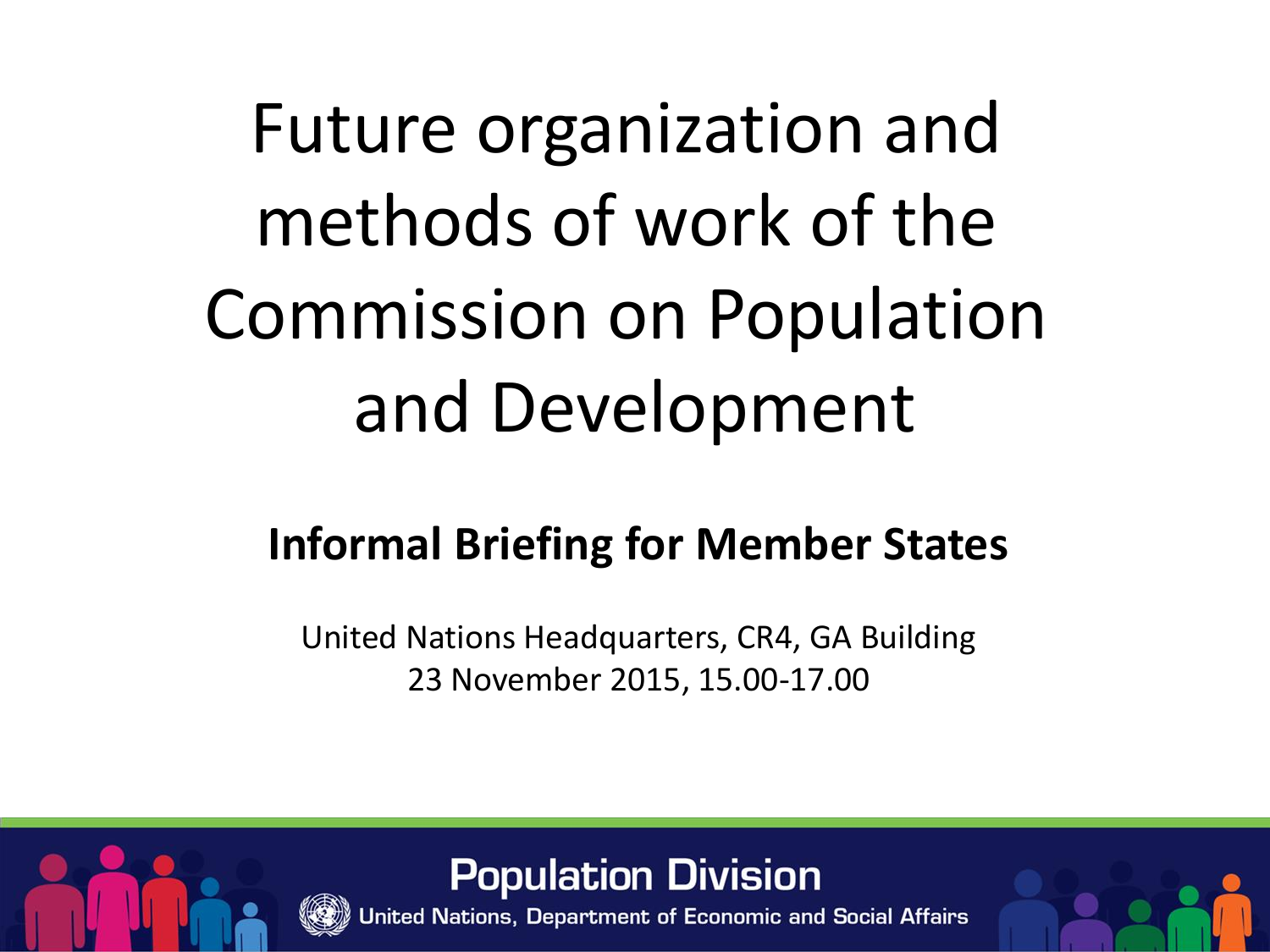# Future organization and methods of work of the Commission on Population and Development

**Informal Briefing for Member States**

United Nations Headquarters, CR4, GA Building
23 November 2015, 15.00-17.00

Population Division
United Nations, Department of Economic and Social Affairs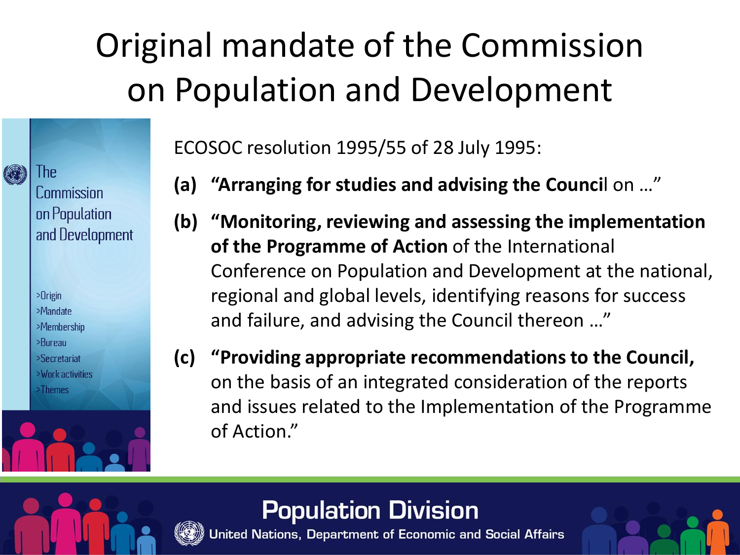# Original mandate of the Commission on Population and Development

The Commission on Population and Development

>Origin
>Mandate
>Membership
>Bureau
>Secretariat
>Work activities
>Themes

ECOSOC resolution 1995/55 of 28 July 1995:

**(a)** **"Arranging for studies and advising the Counci**l on …"

**(b)** **"Monitoring, reviewing and assessing the implementation of the Programme of Action** of the International Conference on Population and Development at the national, regional and global levels, identifying reasons for success and failure, and advising the Council thereon …"

**(c)** **"Providing appropriate recommendations to the Council,** on the basis of an integrated consideration of the reports and issues related to the Implementation of the Programme of Action."

Population Division
United Nations, Department of Economic and Social Affairs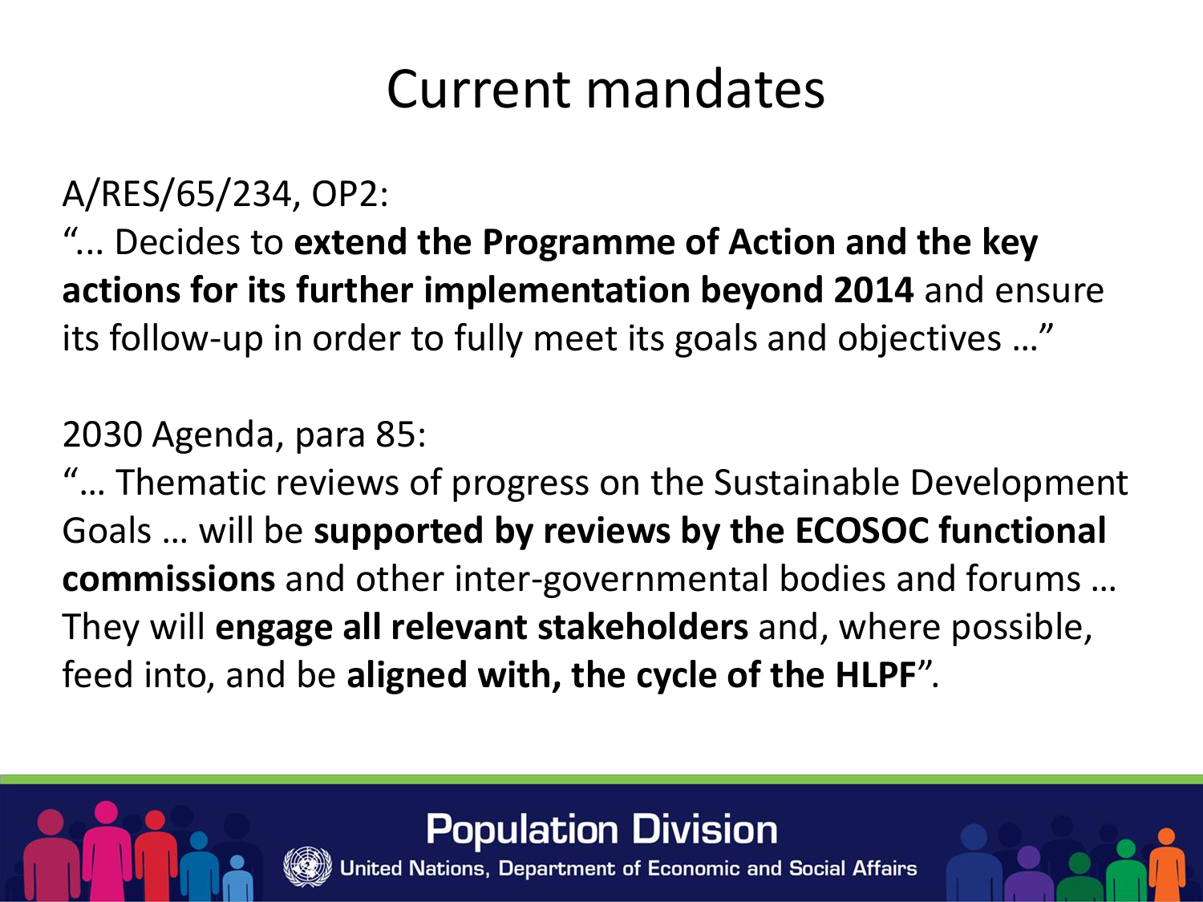# Current mandates

A/RES/65/234, OP2:
"... Decides to **extend the Programme of Action and the key actions for its further implementation beyond 2014** and ensure its follow-up in order to fully meet its goals and objectives …"

2030 Agenda, para 85:
"… Thematic reviews of progress on the Sustainable Development Goals … will be **supported by reviews by the ECOSOC functional commissions** and other inter-governmental bodies and forums … They will **engage all relevant stakeholders** and, where possible, feed into, and be **aligned with, the cycle of the HLPF**".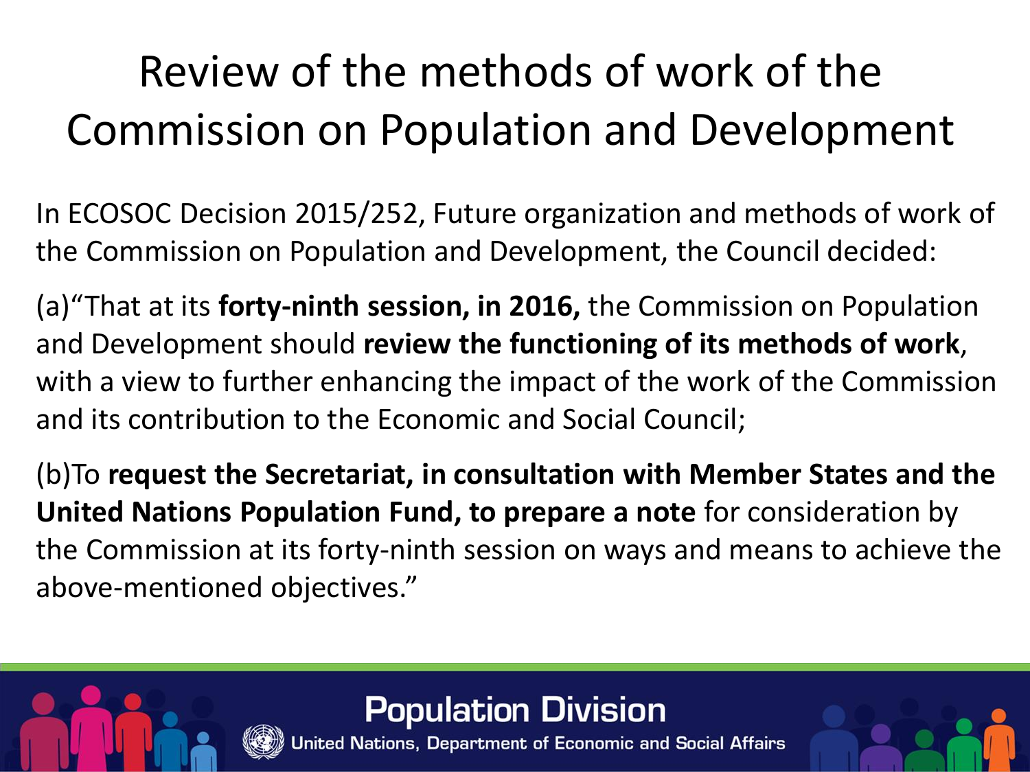# Review of the methods of work of the Commission on Population and Development

In ECOSOC Decision 2015/252, Future organization and methods of work of the Commission on Population and Development, the Council decided:

(a)“That at its **forty-ninth session, in 2016,** the Commission on Population and Development should **review the functioning of its methods of work**, with a view to further enhancing the impact of the work of the Commission and its contribution to the Economic and Social Council;

(b)To **request the Secretariat, in consultation with Member States and the United Nations Population Fund, to prepare a note** for consideration by the Commission at its forty-ninth session on ways and means to achieve the above-mentioned objectives.”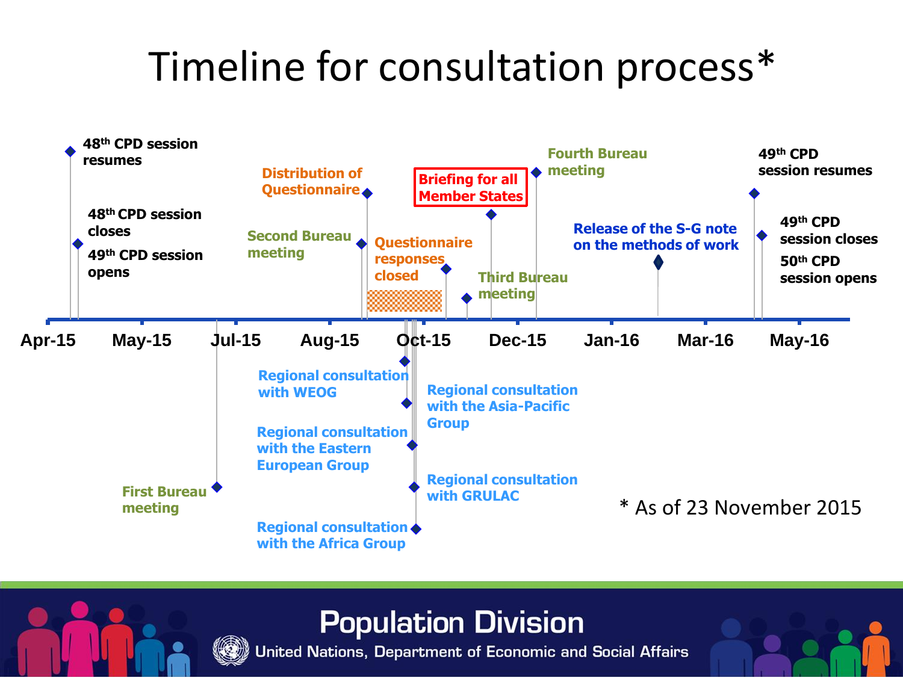# Timeline for consultation process*

48th CPD session resumes

48th CPD session closes

49th CPD session opens

Distribution of Questionnaire

Second Bureau meeting

Questionnaire responses closed

Briefing for all Member States

Third Bureau meeting

Fourth Bureau meeting

Release of the S-G note on the methods of work

49th CPD session resumes

49th CPD session closes

50th CPD session opens

Apr-15 May-15 Jul-15 Aug-15 Oct-15 Dec-15 Jan-16 Mar-16 May-16

Regional consultation with WEOG

Regional consultation with the Eastern European Group

First Bureau meeting

Regional consultation with the Africa Group

Regional consultation with the Asia-Pacific Group

Regional consultation with GRULAC

* As of 23 November 2015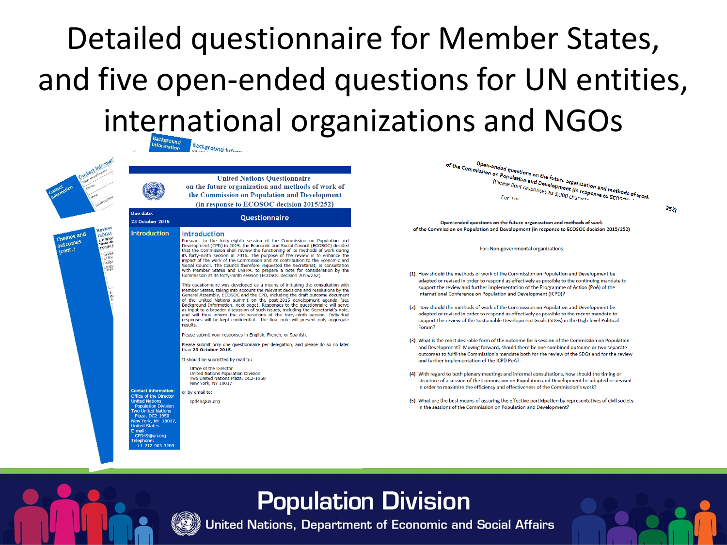# Detailed questionnaire for Member States, and five open-ended questions for UN entities, international organizations and NGOs

**United Nations Questionnaire on the future organization and methods of work of the Commission on Population and Development (in response to ECOSOC decision 2015/252)**

**Due date:** 23 October 2015

## Questionnaire

### Introduction

Pursuant to the forty-eighth session of the Commission on Population and Development (CPD) in 2015, the Economic and Social Council (ECOSOC) decided that the Commission shall review the functioning of its methods of work during its forty-ninth session in 2016. The purpose of the review is to enhance the impact of the work of the Commission and its contribution to the Economic and Social Council. The Council therefore requested the Secretariat, in consultation with Member States and UNFPA, to prepare a note for consideration by the Commission at its forty-ninth session (ECOSOC decision 2015/252).

This questionnaire was developed as a means of initiating the consultation with Member States, taking into account the relevant decisions and resolutions by the General Assembly, ECOSOC and the CPD, including the draft outcome document of the United Nations summit on the post-2015 development agenda (see Background information, next page). Responses to the questionnaire will serve as input to a broader discussion of such issues, including the Secretariat's note, and will thus inform the deliberations of the forty-ninth session. Individual responses will be kept confidential - the final note will present only aggregate results.

Please submit your responses in English, French, or Spanish.

Please submit only one questionnaire per delegation, and please do so no later than **23 October 2015**.

It should be submitted by mail to:

Office of the Director
United Nations Population Division
Two United Nations Plaza, DC2-1950
New York, NY 10017

or by email to:

cpd49@un.org

**Contact information:** Office of the Director, United Nations Population Division, Two United Nations Plaza, DC2-1950, New York, NY 10017, United States. E-mail: CPD49@un.org. Telephone: +1-212-963-3209

---

**Open-ended questions on the future organization and methods of work of the Commission on Population and Development (in response to ECOSOC decision 2015/252)**

For: Non-governmental organizations

(1) How should the methods of work of the Commission on Population and Development be adapted or revised in order to respond as effectively as possible to the continuing mandate to support the review and further implementation of the Programme of Action (PoA) of the International Conference on Population and Development (ICPD)?

(2) How should the methods of work of the Commission on Population and Development be adapted or revised in order to respond as effectively as possible to the recent mandate to support the review of the Sustainable Development Goals (SDGs) in the High-level Political Forum?

(3) What is the most desirable form of the outcome for a session of the Commission on Population and Development? Moving forward, should there be one combined outcome or two separate outcomes to fulfil the Commission's mandate both for the review of the SDGs and for the review and further implementation of the ICPD PoA?

(4) With regard to both plenary meetings and informal consultations, how should the timing or structure of a session of the Commission on Population and Development be adapted or revised in order to maximize the efficiency and effectiveness of the Commission's work?

(5) What are the best means of assuring the effective participation by representatives of civil society in the sessions of the Commission on Population and Development?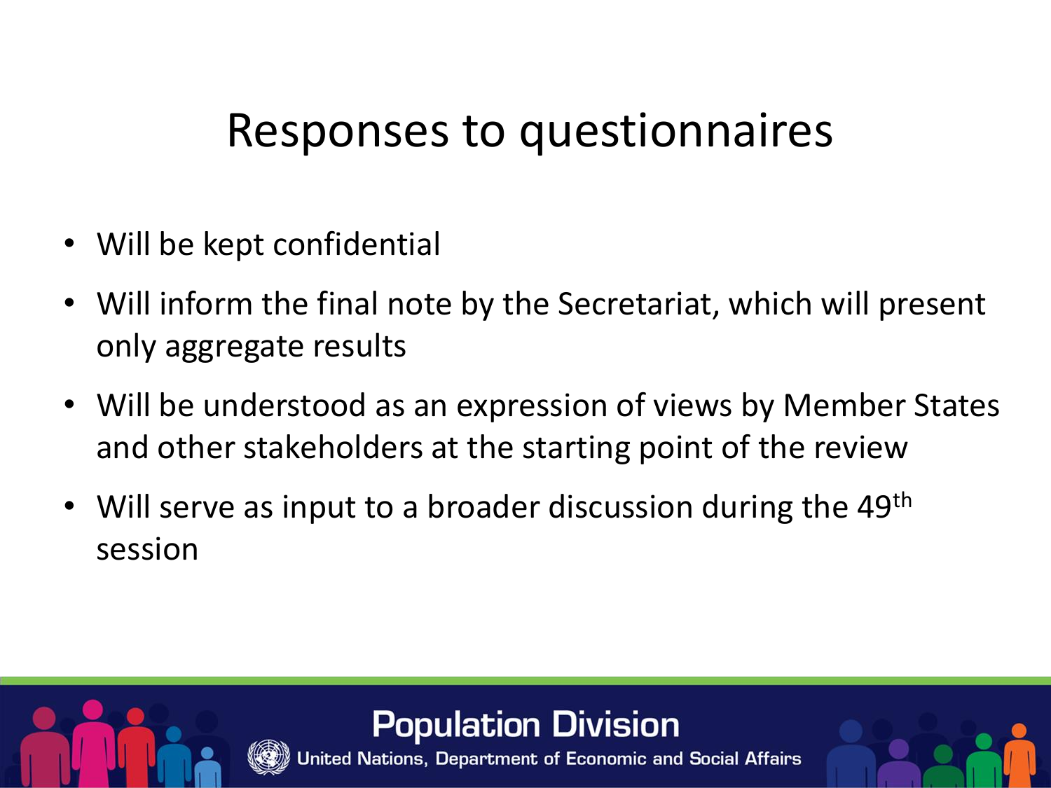# Responses to questionnaires

- Will be kept confidential
- Will inform the final note by the Secretariat, which will present only aggregate results
- Will be understood as an expression of views by Member States and other stakeholders at the starting point of the review
- Will serve as input to a broader discussion during the 49th session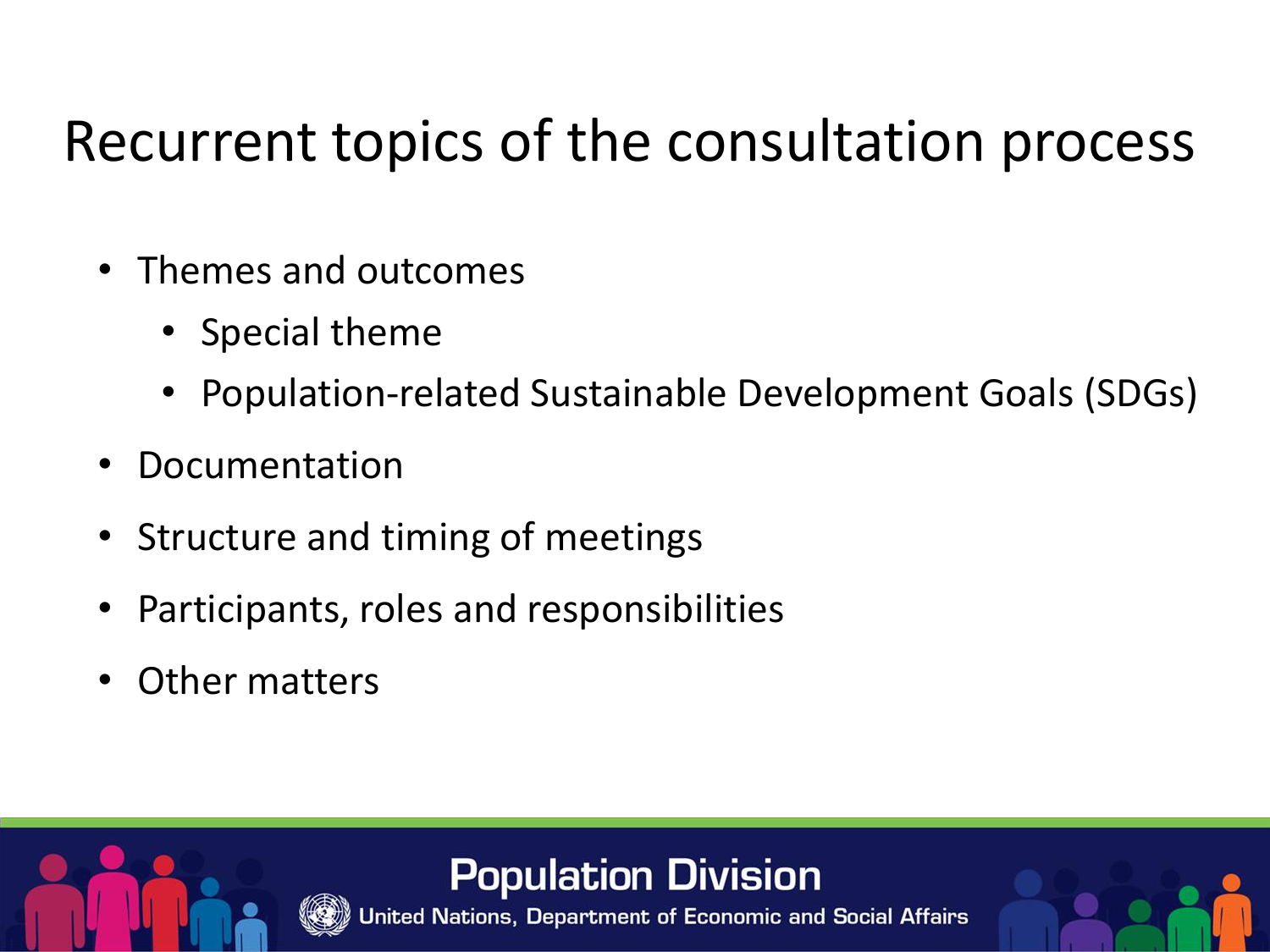# Recurrent topics of the consultation process

- Themes and outcomes
  - Special theme
  - Population-related Sustainable Development Goals (SDGs)
- Documentation
- Structure and timing of meetings
- Participants, roles and responsibilities
- Other matters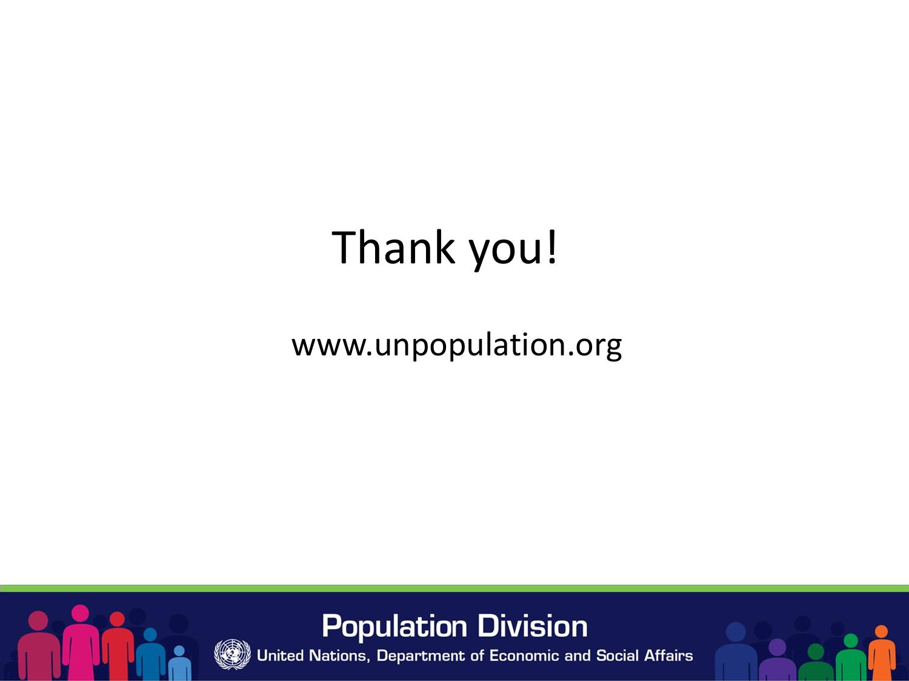# Thank you!

www.unpopulation.org